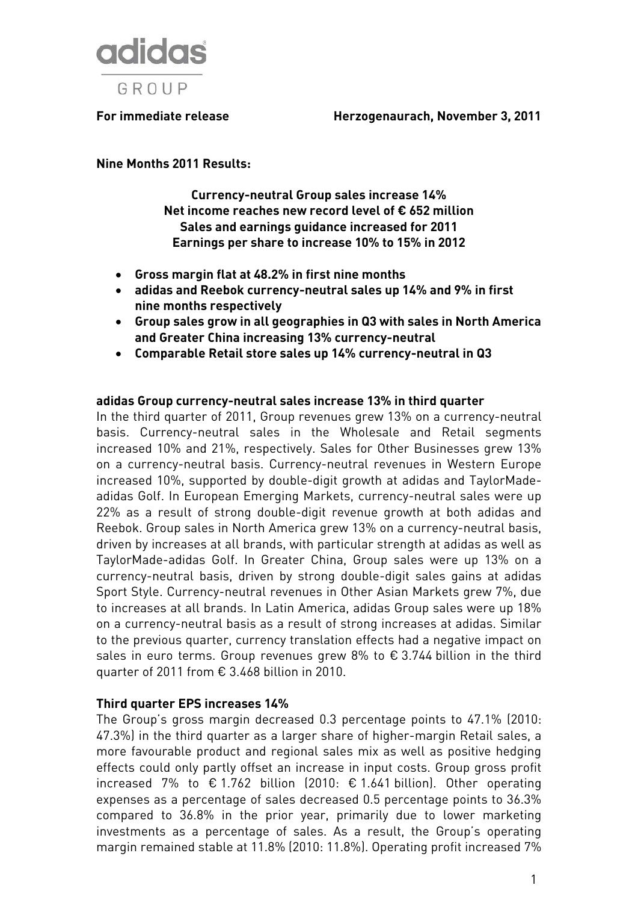adidas GROUP

**For immediate release** **Herzogenaurach, November 3, 2011**

**Nine Months 2011 Results:**

**Currency-neutral Group sales increase 14%**
**Net income reaches new record level of € 652 million**
**Sales and earnings guidance increased for 2011**
**Earnings per share to increase 10% to 15% in 2012**

- **Gross margin flat at 48.2% in first nine months**
- **adidas and Reebok currency-neutral sales up 14% and 9% in first nine months respectively**
- **Group sales grow in all geographies in Q3 with sales in North America and Greater China increasing 13% currency-neutral**
- **Comparable Retail store sales up 14% currency-neutral in Q3**

**adidas Group currency-neutral sales increase 13% in third quarter**

In the third quarter of 2011, Group revenues grew 13% on a currency-neutral basis. Currency-neutral sales in the Wholesale and Retail segments increased 10% and 21%, respectively. Sales for Other Businesses grew 13% on a currency-neutral basis. Currency-neutral revenues in Western Europe increased 10%, supported by double-digit growth at adidas and TaylorMade-adidas Golf. In European Emerging Markets, currency-neutral sales were up 22% as a result of strong double-digit revenue growth at both adidas and Reebok. Group sales in North America grew 13% on a currency-neutral basis, driven by increases at all brands, with particular strength at adidas as well as TaylorMade-adidas Golf. In Greater China, Group sales were up 13% on a currency-neutral basis, driven by strong double-digit sales gains at adidas Sport Style. Currency-neutral revenues in Other Asian Markets grew 7%, due to increases at all brands. In Latin America, adidas Group sales were up 18% on a currency-neutral basis as a result of strong increases at adidas. Similar to the previous quarter, currency translation effects had a negative impact on sales in euro terms. Group revenues grew 8% to € 3.744 billion in the third quarter of 2011 from € 3.468 billion in 2010.

**Third quarter EPS increases 14%**

The Group's gross margin decreased 0.3 percentage points to 47.1% (2010: 47.3%) in the third quarter as a larger share of higher-margin Retail sales, a more favourable product and regional sales mix as well as positive hedging effects could only partly offset an increase in input costs. Group gross profit increased 7% to € 1.762 billion (2010: € 1.641 billion). Other operating expenses as a percentage of sales decreased 0.5 percentage points to 36.3% compared to 36.8% in the prior year, primarily due to lower marketing investments as a percentage of sales. As a result, the Group's operating margin remained stable at 11.8% (2010: 11.8%). Operating profit increased 7%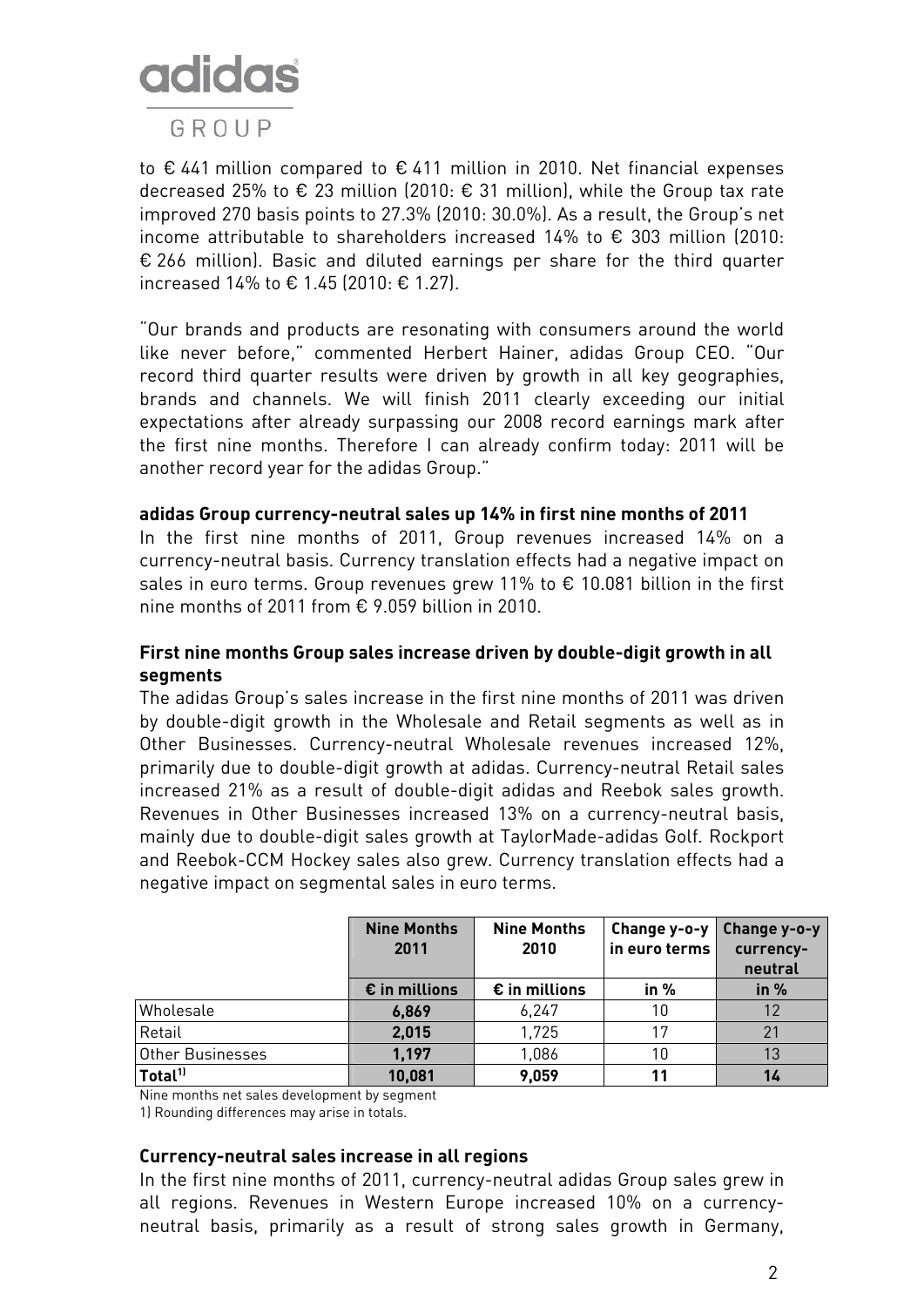to € 441 million compared to € 411 million in 2010. Net financial expenses decreased 25% to € 23 million (2010: € 31 million), while the Group tax rate improved 270 basis points to 27.3% (2010: 30.0%). As a result, the Group's net income attributable to shareholders increased 14% to € 303 million (2010: € 266 million). Basic and diluted earnings per share for the third quarter increased 14% to € 1.45 (2010: € 1.27).

"Our brands and products are resonating with consumers around the world like never before," commented Herbert Hainer, adidas Group CEO. "Our record third quarter results were driven by growth in all key geographies, brands and channels. We will finish 2011 clearly exceeding our initial expectations after already surpassing our 2008 record earnings mark after the first nine months. Therefore I can already confirm today: 2011 will be another record year for the adidas Group."

**adidas Group currency-neutral sales up 14% in first nine months of 2011**

In the first nine months of 2011, Group revenues increased 14% on a currency-neutral basis. Currency translation effects had a negative impact on sales in euro terms. Group revenues grew 11% to € 10.081 billion in the first nine months of 2011 from € 9.059 billion in 2010.

**First nine months Group sales increase driven by double-digit growth in all segments**

The adidas Group's sales increase in the first nine months of 2011 was driven by double-digit growth in the Wholesale and Retail segments as well as in Other Businesses. Currency-neutral Wholesale revenues increased 12%, primarily due to double-digit growth at adidas. Currency-neutral Retail sales increased 21% as a result of double-digit adidas and Reebok sales growth. Revenues in Other Businesses increased 13% on a currency-neutral basis, mainly due to double-digit sales growth at TaylorMade-adidas Golf. Rockport and Reebok-CCM Hockey sales also grew. Currency translation effects had a negative impact on segmental sales in euro terms.

| | Nine Months 2011 | Nine Months 2010 | Change y-o-y in euro terms | Change y-o-y currency-neutral |
|---|---|---|---|---|
| | € in millions | € in millions | in % | in % |
| Wholesale | 6,869 | 6,247 | 10 | 12 |
| Retail | 2,015 | 1,725 | 17 | 21 |
| Other Businesses | 1,197 | 1,086 | 10 | 13 |
| Total[1] | 10,081 | 9,059 | 11 | 14 |

Nine months net sales development by segment

1) Rounding differences may arise in totals.

**Currency-neutral sales increase in all regions**

In the first nine months of 2011, currency-neutral adidas Group sales grew in all regions. Revenues in Western Europe increased 10% on a currency-neutral basis, primarily as a result of strong sales growth in Germany,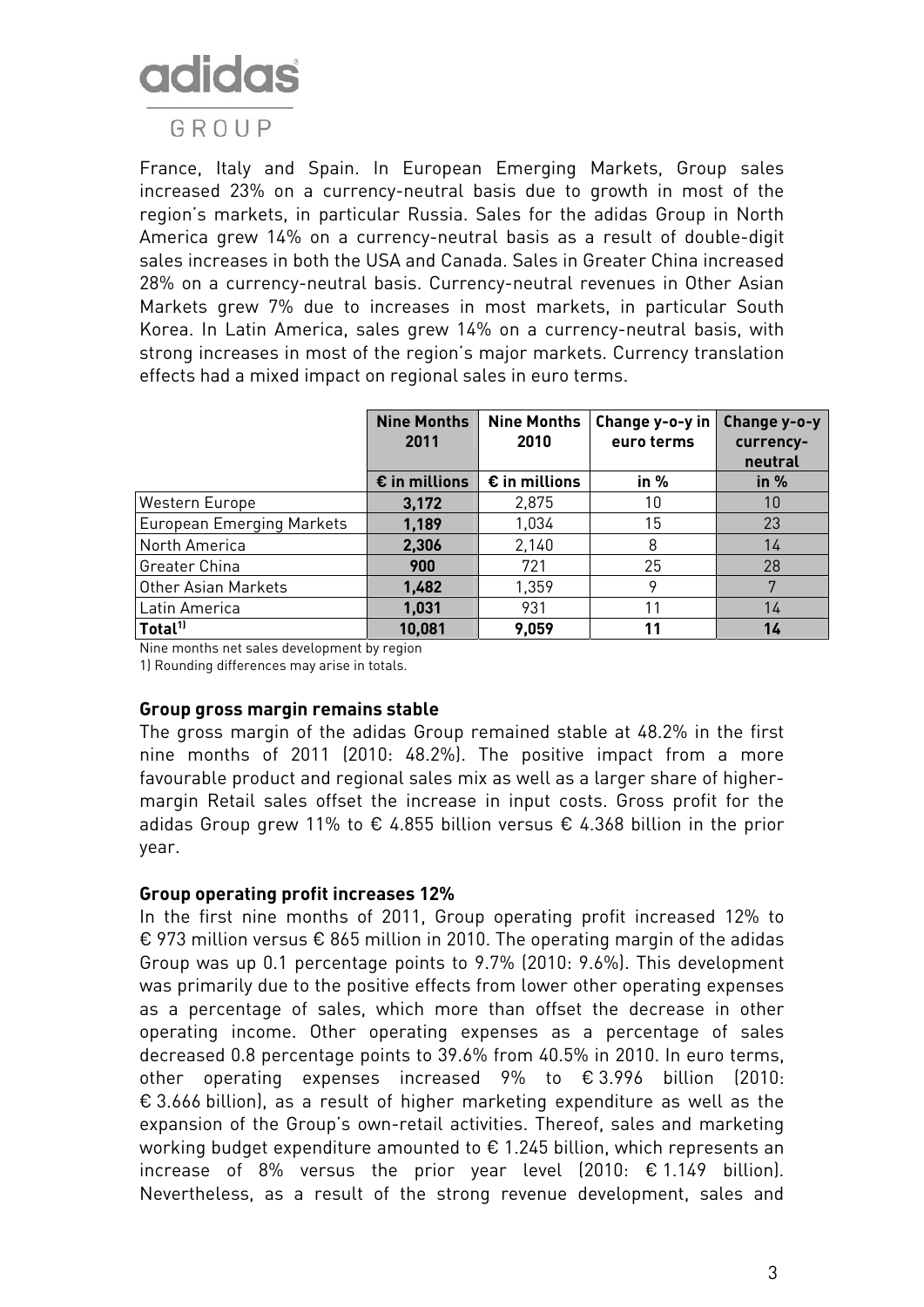France, Italy and Spain. In European Emerging Markets, Group sales increased 23% on a currency-neutral basis due to growth in most of the region's markets, in particular Russia. Sales for the adidas Group in North America grew 14% on a currency-neutral basis as a result of double-digit sales increases in both the USA and Canada. Sales in Greater China increased 28% on a currency-neutral basis. Currency-neutral revenues in Other Asian Markets grew 7% due to increases in most markets, in particular South Korea. In Latin America, sales grew 14% on a currency-neutral basis, with strong increases in most of the region's major markets. Currency translation effects had a mixed impact on regional sales in euro terms.

| | Nine Months 2011 | Nine Months 2010 | Change y-o-y in euro terms | Change y-o-y currency-neutral |
|---|---|---|---|---|
| | € in millions | € in millions | in % | in % |
| Western Europe | **3,172** | 2,875 | 10 | 10 |
| European Emerging Markets | **1,189** | 1,034 | 15 | 23 |
| North America | **2,306** | 2,140 | 8 | 14 |
| Greater China | **900** | 721 | 25 | 28 |
| Other Asian Markets | **1,482** | 1,359 | 9 | 7 |
| Latin America | **1,031** | 931 | 11 | 14 |
| **Total[1]** | **10,081** | **9,059** | **11** | **14** |

Nine months net sales development by region

1) Rounding differences may arise in totals.

**Group gross margin remains stable**

The gross margin of the adidas Group remained stable at 48.2% in the first nine months of 2011 (2010: 48.2%). The positive impact from a more favourable product and regional sales mix as well as a larger share of higher-margin Retail sales offset the increase in input costs. Gross profit for the adidas Group grew 11% to € 4.855 billion versus € 4.368 billion in the prior year.

**Group operating profit increases 12%**

In the first nine months of 2011, Group operating profit increased 12% to € 973 million versus € 865 million in 2010. The operating margin of the adidas Group was up 0.1 percentage points to 9.7% (2010: 9.6%). This development was primarily due to the positive effects from lower other operating expenses as a percentage of sales, which more than offset the decrease in other operating income. Other operating expenses as a percentage of sales decreased 0.8 percentage points to 39.6% from 40.5% in 2010. In euro terms, other operating expenses increased 9% to € 3.996 billion (2010: € 3.666 billion), as a result of higher marketing expenditure as well as the expansion of the Group's own-retail activities. Thereof, sales and marketing working budget expenditure amounted to € 1.245 billion, which represents an increase of 8% versus the prior year level (2010: € 1.149 billion). Nevertheless, as a result of the strong revenue development, sales and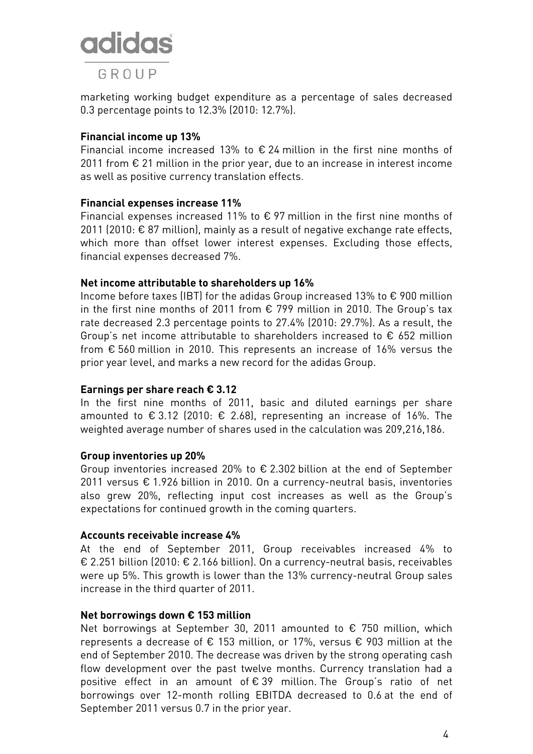marketing working budget expenditure as a percentage of sales decreased 0.3 percentage points to 12.3% (2010: 12.7%).

**Financial income up 13%**

Financial income increased 13% to € 24 million in the first nine months of 2011 from € 21 million in the prior year, due to an increase in interest income as well as positive currency translation effects.

**Financial expenses increase 11%**

Financial expenses increased 11% to € 97 million in the first nine months of 2011 (2010: € 87 million), mainly as a result of negative exchange rate effects, which more than offset lower interest expenses. Excluding those effects, financial expenses decreased 7%.

**Net income attributable to shareholders up 16%**

Income before taxes (IBT) for the adidas Group increased 13% to € 900 million in the first nine months of 2011 from € 799 million in 2010. The Group's tax rate decreased 2.3 percentage points to 27.4% (2010: 29.7%). As a result, the Group's net income attributable to shareholders increased to € 652 million from € 560 million in 2010. This represents an increase of 16% versus the prior year level, and marks a new record for the adidas Group.

**Earnings per share reach € 3.12**

In the first nine months of 2011, basic and diluted earnings per share amounted to € 3.12 (2010: € 2.68), representing an increase of 16%. The weighted average number of shares used in the calculation was 209,216,186.

**Group inventories up 20%**

Group inventories increased 20% to € 2.302 billion at the end of September 2011 versus € 1.926 billion in 2010. On a currency-neutral basis, inventories also grew 20%, reflecting input cost increases as well as the Group's expectations for continued growth in the coming quarters.

**Accounts receivable increase 4%**

At the end of September 2011, Group receivables increased 4% to € 2.251 billion (2010: € 2.166 billion). On a currency-neutral basis, receivables were up 5%. This growth is lower than the 13% currency-neutral Group sales increase in the third quarter of 2011.

**Net borrowings down € 153 million**

Net borrowings at September 30, 2011 amounted to € 750 million, which represents a decrease of € 153 million, or 17%, versus € 903 million at the end of September 2010. The decrease was driven by the strong operating cash flow development over the past twelve months. Currency translation had a positive effect in an amount of € 39 million. The Group's ratio of net borrowings over 12-month rolling EBITDA decreased to 0.6 at the end of September 2011 versus 0.7 in the prior year.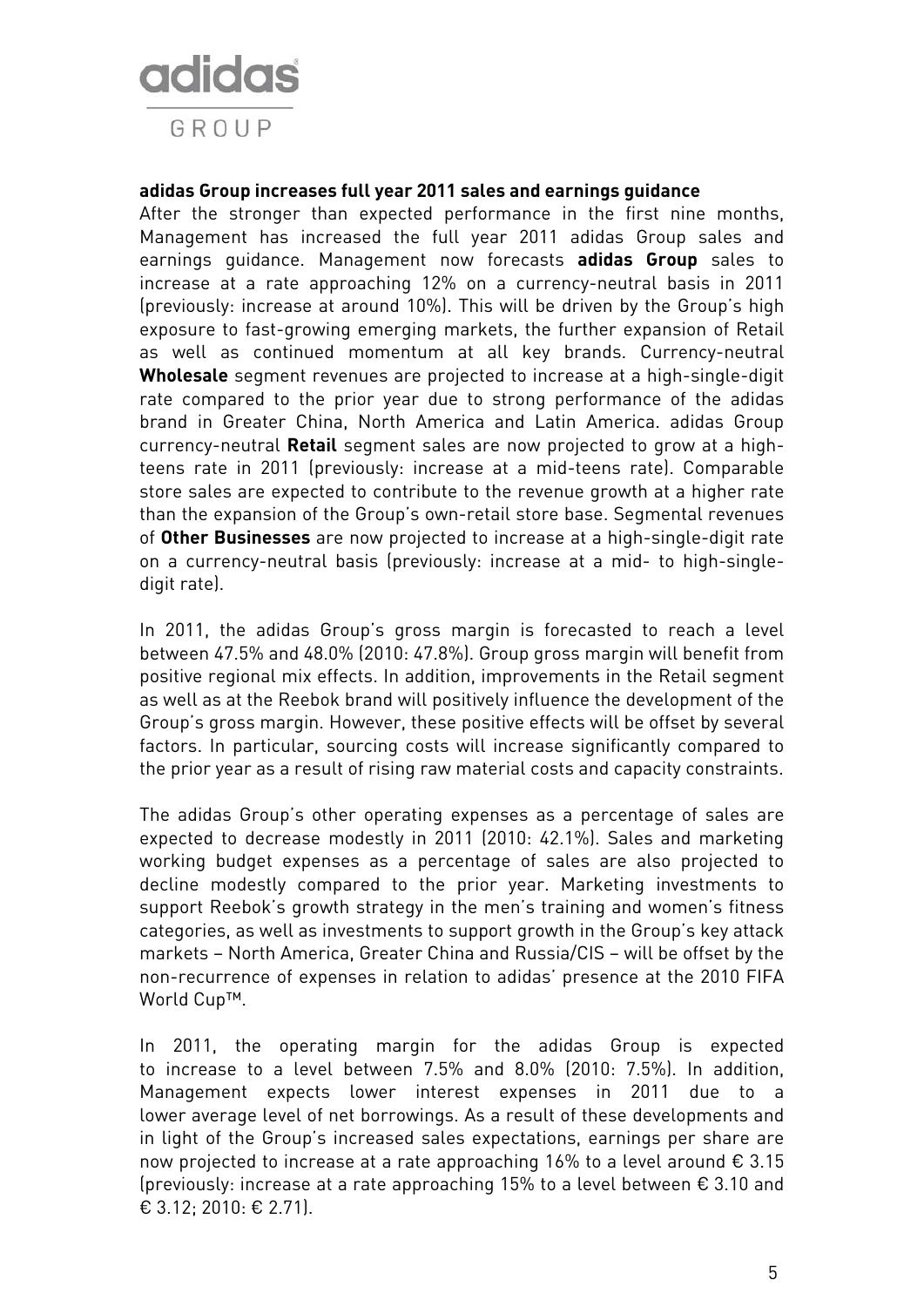**adidas Group increases full year 2011 sales and earnings guidance**

After the stronger than expected performance in the first nine months, Management has increased the full year 2011 adidas Group sales and earnings guidance. Management now forecasts **adidas Group** sales to increase at a rate approaching 12% on a currency-neutral basis in 2011 (previously: increase at around 10%). This will be driven by the Group's high exposure to fast-growing emerging markets, the further expansion of Retail as well as continued momentum at all key brands. Currency-neutral **Wholesale** segment revenues are projected to increase at a high-single-digit rate compared to the prior year due to strong performance of the adidas brand in Greater China, North America and Latin America. adidas Group currency-neutral **Retail** segment sales are now projected to grow at a high-teens rate in 2011 (previously: increase at a mid-teens rate). Comparable store sales are expected to contribute to the revenue growth at a higher rate than the expansion of the Group's own-retail store base. Segmental revenues of **Other Businesses** are now projected to increase at a high-single-digit rate on a currency-neutral basis (previously: increase at a mid- to high-single-digit rate).

In 2011, the adidas Group's gross margin is forecasted to reach a level between 47.5% and 48.0% (2010: 47.8%). Group gross margin will benefit from positive regional mix effects. In addition, improvements in the Retail segment as well as at the Reebok brand will positively influence the development of the Group's gross margin. However, these positive effects will be offset by several factors. In particular, sourcing costs will increase significantly compared to the prior year as a result of rising raw material costs and capacity constraints.

The adidas Group's other operating expenses as a percentage of sales are expected to decrease modestly in 2011 (2010: 42.1%). Sales and marketing working budget expenses as a percentage of sales are also projected to decline modestly compared to the prior year. Marketing investments to support Reebok's growth strategy in the men's training and women's fitness categories, as well as investments to support growth in the Group's key attack markets – North America, Greater China and Russia/CIS – will be offset by the non-recurrence of expenses in relation to adidas' presence at the 2010 FIFA World Cup™.

In 2011, the operating margin for the adidas Group is expected to increase to a level between 7.5% and 8.0% (2010: 7.5%). In addition, Management expects lower interest expenses in 2011 due to a lower average level of net borrowings. As a result of these developments and in light of the Group's increased sales expectations, earnings per share are now projected to increase at a rate approaching 16% to a level around € 3.15 (previously: increase at a rate approaching 15% to a level between € 3.10 and € 3.12; 2010: € 2.71).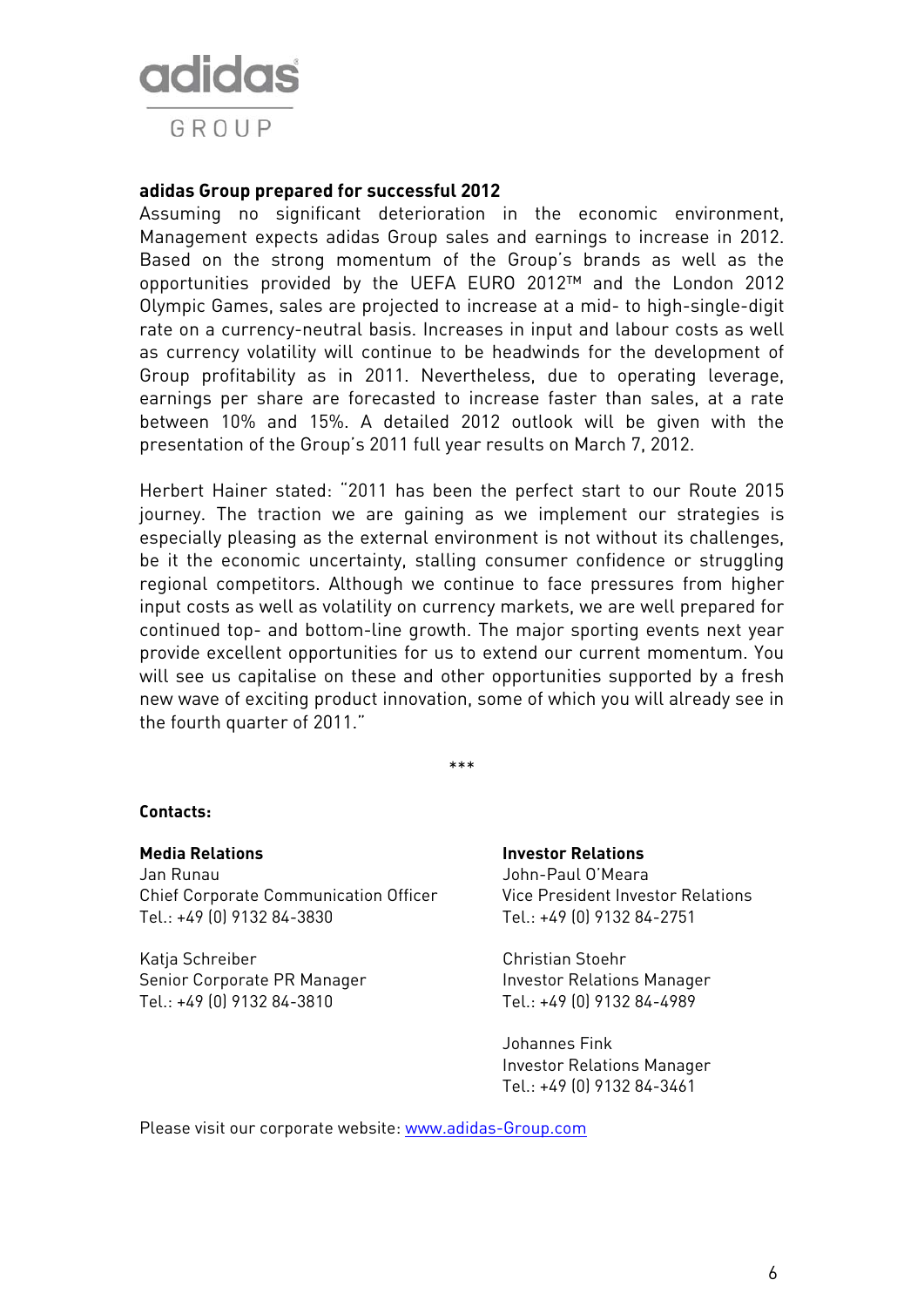**adidas Group prepared for successful 2012**

Assuming no significant deterioration in the economic environment, Management expects adidas Group sales and earnings to increase in 2012. Based on the strong momentum of the Group's brands as well as the opportunities provided by the UEFA EURO 2012™ and the London 2012 Olympic Games, sales are projected to increase at a mid- to high-single-digit rate on a currency-neutral basis. Increases in input and labour costs as well as currency volatility will continue to be headwinds for the development of Group profitability as in 2011. Nevertheless, due to operating leverage, earnings per share are forecasted to increase faster than sales, at a rate between 10% and 15%. A detailed 2012 outlook will be given with the presentation of the Group's 2011 full year results on March 7, 2012.

Herbert Hainer stated: "2011 has been the perfect start to our Route 2015 journey. The traction we are gaining as we implement our strategies is especially pleasing as the external environment is not without its challenges, be it the economic uncertainty, stalling consumer confidence or struggling regional competitors. Although we continue to face pressures from higher input costs as well as volatility on currency markets, we are well prepared for continued top- and bottom-line growth. The major sporting events next year provide excellent opportunities for us to extend our current momentum. You will see us capitalise on these and other opportunities supported by a fresh new wave of exciting product innovation, some of which you will already see in the fourth quarter of 2011."

***

**Contacts:**

**Media Relations**
Jan Runau
Chief Corporate Communication Officer
Tel.: +49 (0) 9132 84-3830

Katja Schreiber
Senior Corporate PR Manager
Tel.: +49 (0) 9132 84-3810

**Investor Relations**
John-Paul O'Meara
Vice President Investor Relations
Tel.: +49 (0) 9132 84-2751

Christian Stoehr
Investor Relations Manager
Tel.: +49 (0) 9132 84-4989

Johannes Fink
Investor Relations Manager
Tel.: +49 (0) 9132 84-3461

Please visit our corporate website: www.adidas-Group.com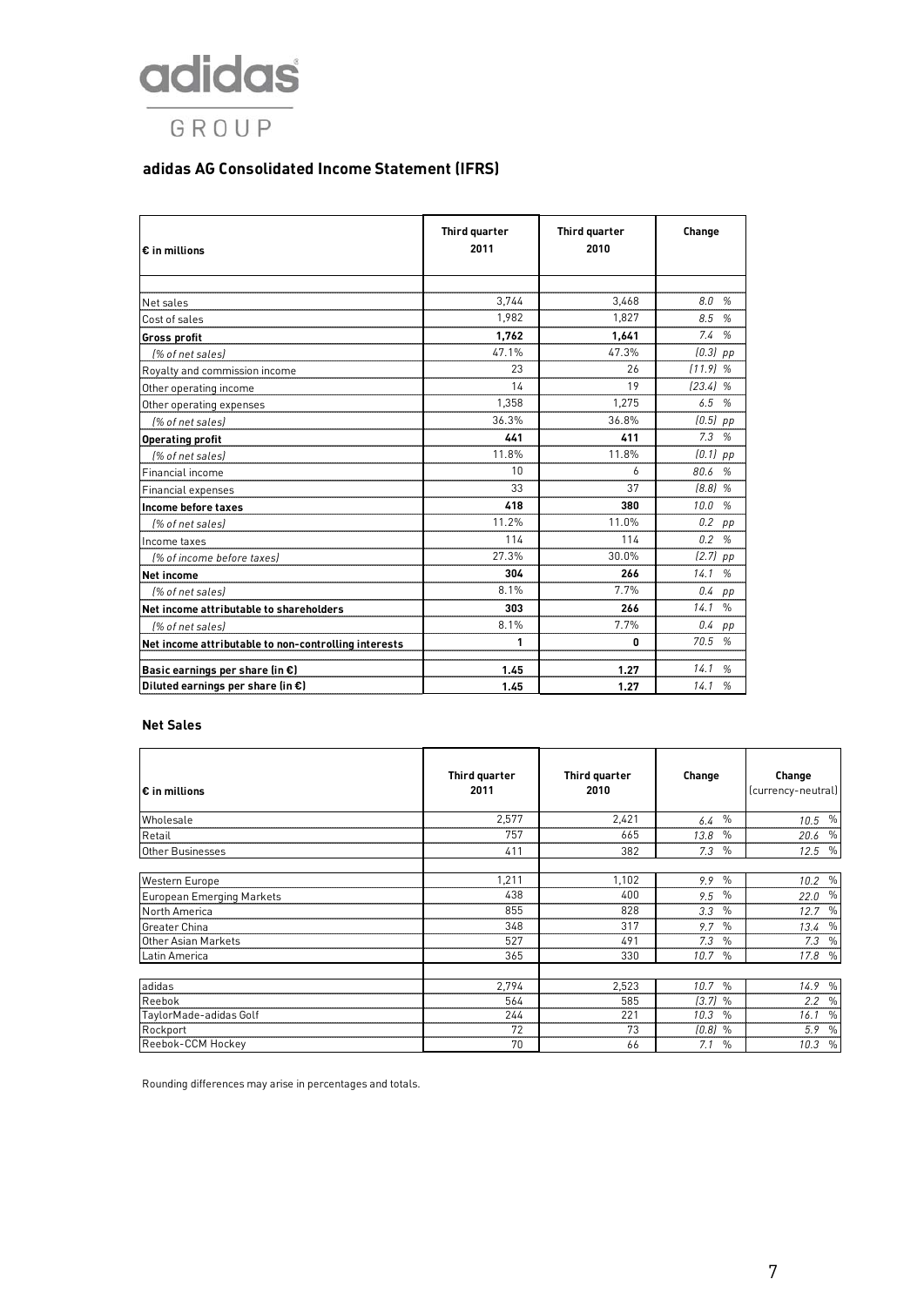adidas GROUP

## adidas AG Consolidated Income Statement (IFRS)

| € in millions | Third quarter 2011 | Third quarter 2010 | Change |
|---|---|---|---|
| Net sales | 3,744 | 3,468 | 8.0 % |
| Cost of sales | 1,982 | 1,827 | 8.5 % |
| **Gross profit** | **1,762** | **1,641** | 7.4 % |
| *(% of net sales)* | 47.1% | 47.3% | (0.3) pp |
| Royalty and commission income | 23 | 26 | (11.9) % |
| Other operating income | 14 | 19 | (23.4) % |
| Other operating expenses | 1,358 | 1,275 | 6.5 % |
| *(% of net sales)* | 36.3% | 36.8% | (0.5) pp |
| **Operating profit** | **441** | **411** | 7.3 % |
| *(% of net sales)* | 11.8% | 11.8% | (0.1) pp |
| Financial income | 10 | 6 | 80.6 % |
| Financial expenses | 33 | 37 | (8.8) % |
| **Income before taxes** | **418** | **380** | 10.0 % |
| *(% of net sales)* | 11.2% | 11.0% | 0.2 pp |
| Income taxes | 114 | 114 | 0.2 % |
| *(% of income before taxes)* | 27.3% | 30.0% | (2.7) pp |
| **Net income** | **304** | **266** | 14.1 % |
| *(% of net sales)* | 8.1% | 7.7% | 0.4 pp |
| **Net income attributable to shareholders** | **303** | **266** | 14.1 % |
| *(% of net sales)* | 8.1% | 7.7% | 0.4 pp |
| **Net income attributable to non-controlling interests** | **1** | **0** | 70.5 % |
| **Basic earnings per share (in €)** | **1.45** | **1.27** | 14.1 % |
| **Diluted earnings per share (in €)** | **1.45** | **1.27** | 14.1 % |

### Net Sales

| € in millions | Third quarter 2011 | Third quarter 2010 | Change | Change (currency-neutral) |
|---|---|---|---|---|
| Wholesale | 2,577 | 2,421 | 6.4 % | 10.5 % |
| Retail | 757 | 665 | 13.8 % | 20.6 % |
| Other Businesses | 411 | 382 | 7.3 % | 12.5 % |
| | | | | |
| Western Europe | 1,211 | 1,102 | 9.9 % | 10.2 % |
| European Emerging Markets | 438 | 400 | 9.5 % | 22.0 % |
| North America | 855 | 828 | 3.3 % | 12.7 % |
| Greater China | 348 | 317 | 9.7 % | 13.4 % |
| Other Asian Markets | 527 | 491 | 7.3 % | 7.3 % |
| Latin America | 365 | 330 | 10.7 % | 17.8 % |
| | | | | |
| adidas | 2,794 | 2,523 | 10.7 % | 14.9 % |
| Reebok | 564 | 585 | (3.7) % | 2.2 % |
| TaylorMade-adidas Golf | 244 | 221 | 10.3 % | 16.1 % |
| Rockport | 72 | 73 | (0.8) % | 5.9 % |
| Reebok-CCM Hockey | 70 | 66 | 7.1 % | 10.3 % |

Rounding differences may arise in percentages and totals.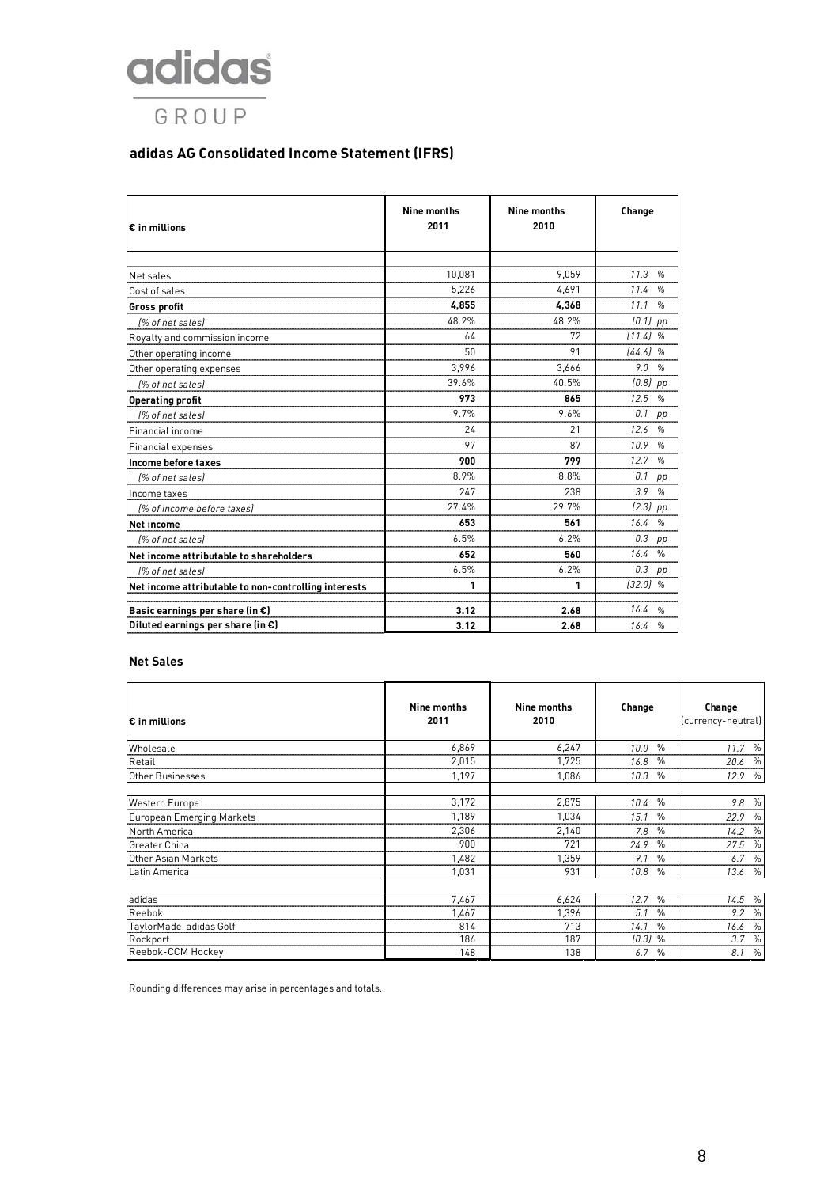adidas GROUP

## adidas AG Consolidated Income Statement (IFRS)

| € in millions | Nine months 2011 | Nine months 2010 | Change |
|---|---|---|---|
| Net sales | 10,081 | 9,059 | 11.3 % |
| Cost of sales | 5,226 | 4,691 | 11.4 % |
| **Gross profit** | **4,855** | **4,368** | 11.1 % |
| *(% of net sales)* | 48.2% | 48.2% | (0.1) pp |
| Royalty and commission income | 64 | 72 | (11.4) % |
| Other operating income | 50 | 91 | (44.6) % |
| Other operating expenses | 3,996 | 3,666 | 9.0 % |
| *(% of net sales)* | 39.6% | 40.5% | (0.8) pp |
| **Operating profit** | **973** | **865** | 12.5 % |
| *(% of net sales)* | 9.7% | 9.6% | 0.1 pp |
| Financial income | 24 | 21 | 12.6 % |
| Financial expenses | 97 | 87 | 10.9 % |
| **Income before taxes** | **900** | **799** | 12.7 % |
| *(% of net sales)* | 8.9% | 8.8% | 0.1 pp |
| Income taxes | 247 | 238 | 3.9 % |
| *(% of income before taxes)* | 27.4% | 29.7% | (2.3) pp |
| **Net income** | **653** | **561** | 16.4 % |
| *(% of net sales)* | 6.5% | 6.2% | 0.3 pp |
| **Net income attributable to shareholders** | **652** | **560** | 16.4 % |
| *(% of net sales)* | 6.5% | 6.2% | 0.3 pp |
| **Net income attributable to non-controlling interests** | **1** | **1** | (32.0) % |
| **Basic earnings per share (in €)** | **3.12** | **2.68** | 16.4 % |
| **Diluted earnings per share (in €)** | **3.12** | **2.68** | 16.4 % |

### Net Sales

| € in millions | Nine months 2011 | Nine months 2010 | Change | Change (currency-neutral) |
|---|---|---|---|---|
| Wholesale | 6,869 | 6,247 | 10.0 % | 11.7 % |
| Retail | 2,015 | 1,725 | 16.8 % | 20.6 % |
| Other Businesses | 1,197 | 1,086 | 10.3 % | 12.9 % |
| | | | | |
| Western Europe | 3,172 | 2,875 | 10.4 % | 9.8 % |
| European Emerging Markets | 1,189 | 1,034 | 15.1 % | 22.9 % |
| North America | 2,306 | 2,140 | 7.8 % | 14.2 % |
| Greater China | 900 | 721 | 24.9 % | 27.5 % |
| Other Asian Markets | 1,482 | 1,359 | 9.1 % | 6.7 % |
| Latin America | 1,031 | 931 | 10.8 % | 13.6 % |
| | | | | |
| adidas | 7,467 | 6,624 | 12.7 % | 14.5 % |
| Reebok | 1,467 | 1,396 | 5.1 % | 9.2 % |
| TaylorMade-adidas Golf | 814 | 713 | 14.1 % | 16.6 % |
| Rockport | 186 | 187 | (0.3) % | 3.7 % |
| Reebok-CCM Hockey | 148 | 138 | 6.7 % | 8.1 % |

Rounding differences may arise in percentages and totals.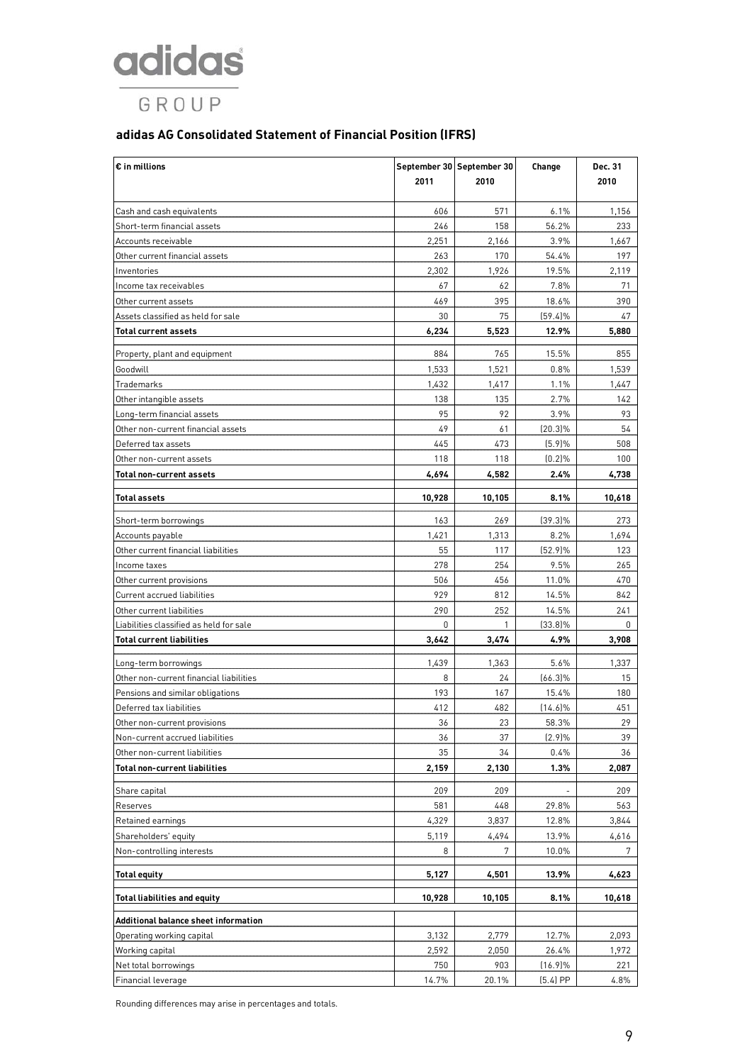adidas GROUP

## adidas AG Consolidated Statement of Financial Position (IFRS)

| € in millions | September 30 2011 | September 30 2010 | Change | Dec. 31 2010 |
|---|---|---|---|---|
| Cash and cash equivalents | 606 | 571 | 6.1% | 1,156 |
| Short-term financial assets | 246 | 158 | 56.2% | 233 |
| Accounts receivable | 2,251 | 2,166 | 3.9% | 1,667 |
| Other current financial assets | 263 | 170 | 54.4% | 197 |
| Inventories | 2,302 | 1,926 | 19.5% | 2,119 |
| Income tax receivables | 67 | 62 | 7.8% | 71 |
| Other current assets | 469 | 395 | 18.6% | 390 |
| Assets classified as held for sale | 30 | 75 | (59.4)% | 47 |
| **Total current assets** | **6,234** | **5,523** | **12.9%** | **5,880** |
| Property, plant and equipment | 884 | 765 | 15.5% | 855 |
| Goodwill | 1,533 | 1,521 | 0.8% | 1,539 |
| Trademarks | 1,432 | 1,417 | 1.1% | 1,447 |
| Other intangible assets | 138 | 135 | 2.7% | 142 |
| Long-term financial assets | 95 | 92 | 3.9% | 93 |
| Other non-current financial assets | 49 | 61 | (20.3)% | 54 |
| Deferred tax assets | 445 | 473 | (5.9)% | 508 |
| Other non-current assets | 118 | 118 | (0.2)% | 100 |
| **Total non-current assets** | **4,694** | **4,582** | **2.4%** | **4,738** |
| **Total assets** | **10,928** | **10,105** | **8.1%** | **10,618** |
| Short-term borrowings | 163 | 269 | (39.3)% | 273 |
| Accounts payable | 1,421 | 1,313 | 8.2% | 1,694 |
| Other current financial liabilities | 55 | 117 | (52.9)% | 123 |
| Income taxes | 278 | 254 | 9.5% | 265 |
| Other current provisions | 506 | 456 | 11.0% | 470 |
| Current accrued liabilities | 929 | 812 | 14.5% | 842 |
| Other current liabilities | 290 | 252 | 14.5% | 241 |
| Liabilities classified as held for sale | 0 | 1 | (33.8)% | 0 |
| **Total current liabilities** | **3,642** | **3,474** | **4.9%** | **3,908** |
| Long-term borrowings | 1,439 | 1,363 | 5.6% | 1,337 |
| Other non-current financial liabilities | 8 | 24 | (66.3)% | 15 |
| Pensions and similar obligations | 193 | 167 | 15.4% | 180 |
| Deferred tax liabilities | 412 | 482 | (14.6)% | 451 |
| Other non-current provisions | 36 | 23 | 58.3% | 29 |
| Non-current accrued liabilities | 36 | 37 | (2.9)% | 39 |
| Other non-current liabilities | 35 | 34 | 0.4% | 36 |
| **Total non-current liabilities** | **2,159** | **2,130** | **1.3%** | **2,087** |
| Share capital | 209 | 209 | - | 209 |
| Reserves | 581 | 448 | 29.8% | 563 |
| Retained earnings | 4,329 | 3,837 | 12.8% | 3,844 |
| Shareholders' equity | 5,119 | 4,494 | 13.9% | 4,616 |
| Non-controlling interests | 8 | 7 | 10.0% | 7 |
| **Total equity** | **5,127** | **4,501** | **13.9%** | **4,623** |
| **Total liabilities and equity** | **10,928** | **10,105** | **8.1%** | **10,618** |
| **Additional balance sheet information** | | | | |
| Operating working capital | 3,132 | 2,779 | 12.7% | 2,093 |
| Working capital | 2,592 | 2,050 | 26.4% | 1,972 |
| Net total borrowings | 750 | 903 | (16.9)% | 221 |
| Financial leverage | 14.7% | 20.1% | (5.4) PP | 4.8% |

Rounding differences may arise in percentages and totals.